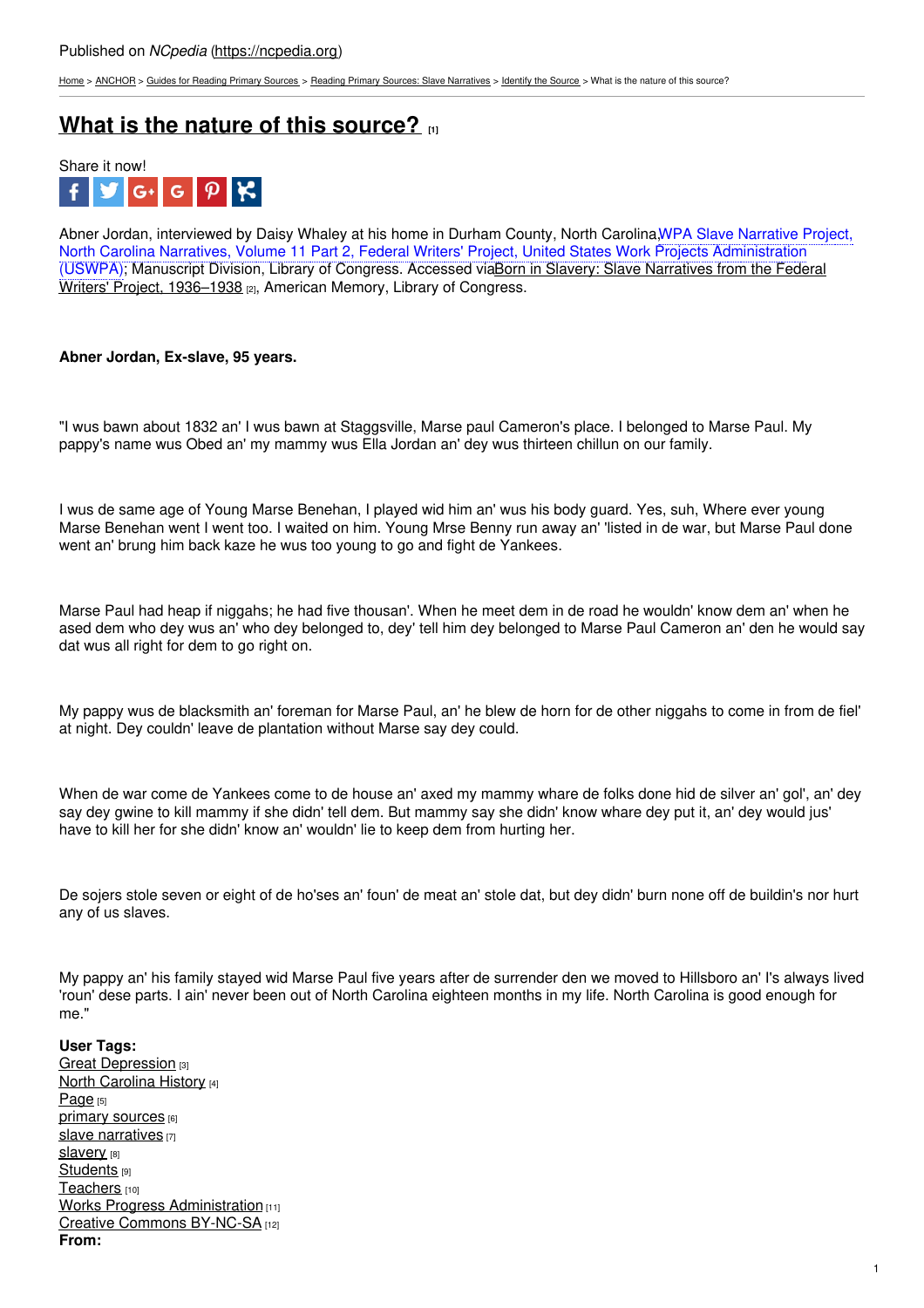Published on *NCpedia* (https://ncpedia.org)

Home > ANCHOR > Guides for Reading Primary Sources > Reading Primary Sources: Slave Narratives > Identify the Source > What is the nature of this source?

# What is the nature of this source? [1]

Share it now!

Abner Jordan, interviewed by Daisy Whaley at his home in Durham County, North Carolina, WPA Slave Narrative Project, North Carolina Narratives, Volume 11 Part 2, Federal Writers' Project, United States Work Projects Administration (USWPA); Manuscript Division, Library of Congress. Accessed via Born in Slavery: Slave Narratives from the Federal Writers' Project, 1936–1938 [2], American Memory, Library of Congress.

**Abner Jordan, Ex-slave, 95 years.**

"I wus bawn about 1832 an' I wus bawn at Staggsville, Marse paul Cameron's place. I belonged to Marse Paul. My pappy's name wus Obed an' my mammy wus Ella Jordan an' dey wus thirteen chillun on our family.

I wus de same age of Young Marse Benehan, I played wid him an' wus his body guard. Yes, suh, Where ever young Marse Benehan went I went too. I waited on him. Young Mrse Benny run away an' 'listed in de war, but Marse Paul done went an' brung him back kaze he wus too young to go and fight de Yankees.

Marse Paul had heap if niggahs; he had five thousan'. When he meet dem in de road he wouldn' know dem an' when he ased dem who dey wus an' who dey belonged to, dey' tell him dey belonged to Marse Paul Cameron an' den he would say dat wus all right for dem to go right on.

My pappy wus de blacksmith an' foreman for Marse Paul, an' he blew de horn for de other niggahs to come in from de fiel' at night. Dey couldn' leave de plantation without Marse say dey could.

When de war come de Yankees come to de house an' axed my mammy whare de folks done hid de silver an' gol', an' dey say dey gwine to kill mammy if she didn' tell dem. But mammy say she didn' know whare dey put it, an' dey would jus' have to kill her for she didn' know an' wouldn' lie to keep dem from hurting her.

De sojers stole seven or eight of de ho'ses an' foun' de meat an' stole dat, but dey didn' burn none off de buildin's nor hurt any of us slaves.

My pappy an' his family stayed wid Marse Paul five years after de surrender den we moved to Hillsboro an' I's always lived 'roun' dese parts. I ain' never been out of North Carolina eighteen months in my life. North Carolina is good enough for me."

**User Tags:**
Great Depression [3]
North Carolina History [4]
Page [5]
primary sources [6]
slave narratives [7]
slavery [8]
Students [9]
Teachers [10]
Works Progress Administration [11]
Creative Commons BY-NC-SA [12]
**From:**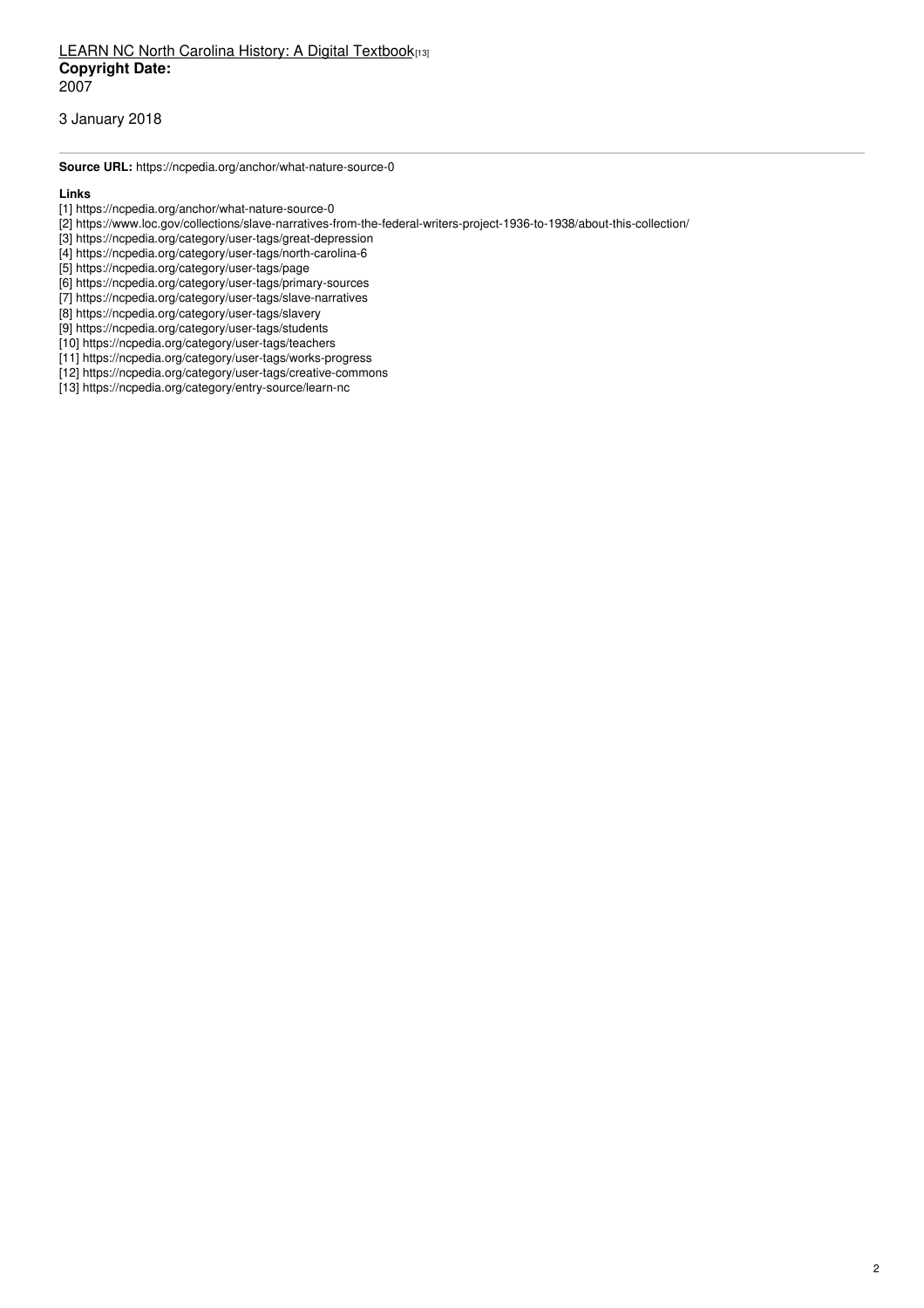[LEARN NC North Carolina History: A Digital Textbook](https://ncpedia.org/category/entry-source/learn-nc)[13]

**Copyright Date:**
2007

3 January 2018

---

**Source URL:** https://ncpedia.org/anchor/what-nature-source-0

**Links**

[1] https://ncpedia.org/anchor/what-nature-source-0
[2] https://www.loc.gov/collections/slave-narratives-from-the-federal-writers-project-1936-to-1938/about-this-collection/
[3] https://ncpedia.org/category/user-tags/great-depression
[4] https://ncpedia.org/category/user-tags/north-carolina-6
[5] https://ncpedia.org/category/user-tags/page
[6] https://ncpedia.org/category/user-tags/primary-sources
[7] https://ncpedia.org/category/user-tags/slave-narratives
[8] https://ncpedia.org/category/user-tags/slavery
[9] https://ncpedia.org/category/user-tags/students
[10] https://ncpedia.org/category/user-tags/teachers
[11] https://ncpedia.org/category/user-tags/works-progress
[12] https://ncpedia.org/category/user-tags/creative-commons
[13] https://ncpedia.org/category/entry-source/learn-nc